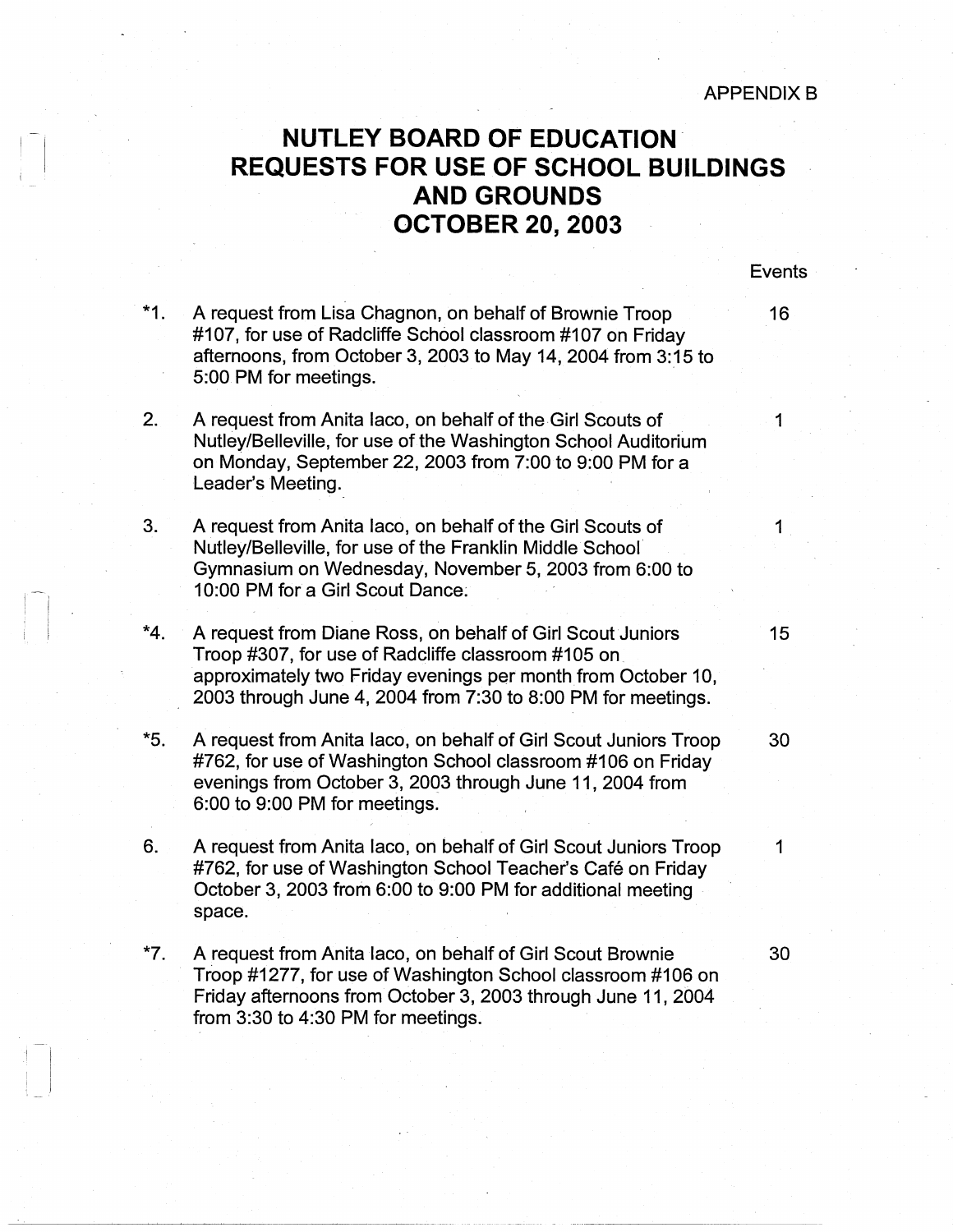APPENDIX B

# NUTLEY BOARD OF EDUCATION
# REQUESTS FOR USE OF SCHOOL BUILDINGS AND GROUNDS
# OCTOBER 20, 2003

| | | Events |
|---|---|---|
| *1. | A request from Lisa Chagnon, on behalf of Brownie Troop #107, for use of Radcliffe School classroom #107 on Friday afternoons, from October 3, 2003 to May 14, 2004 from 3:15 to 5:00 PM for meetings. | 16 |
| 2. | A request from Anita Iaco, on behalf of the Girl Scouts of Nutley/Belleville, for use of the Washington School Auditorium on Monday, September 22, 2003 from 7:00 to 9:00 PM for a Leader's Meeting. | 1 |
| 3. | A request from Anita Iaco, on behalf of the Girl Scouts of Nutley/Belleville, for use of the Franklin Middle School Gymnasium on Wednesday, November 5, 2003 from 6:00 to 10:00 PM for a Girl Scout Dance. | 1 |
| *4. | A request from Diane Ross, on behalf of Girl Scout Juniors Troop #307, for use of Radcliffe classroom #105 on approximately two Friday evenings per month from October 10, 2003 through June 4, 2004 from 7:30 to 8:00 PM for meetings. | 15 |
| *5. | A request from Anita Iaco, on behalf of Girl Scout Juniors Troop #762, for use of Washington School classroom #106 on Friday evenings from October 3, 2003 through June 11, 2004 from 6:00 to 9:00 PM for meetings. | 30 |
| 6. | A request from Anita Iaco, on behalf of Girl Scout Juniors Troop #762, for use of Washington School Teacher's Café on Friday October 3, 2003 from 6:00 to 9:00 PM for additional meeting space. | 1 |
| *7. | A request from Anita Iaco, on behalf of Girl Scout Brownie Troop #1277, for use of Washington School classroom #106 on Friday afternoons from October 3, 2003 through June 11, 2004 from 3:30 to 4:30 PM for meetings. | 30 |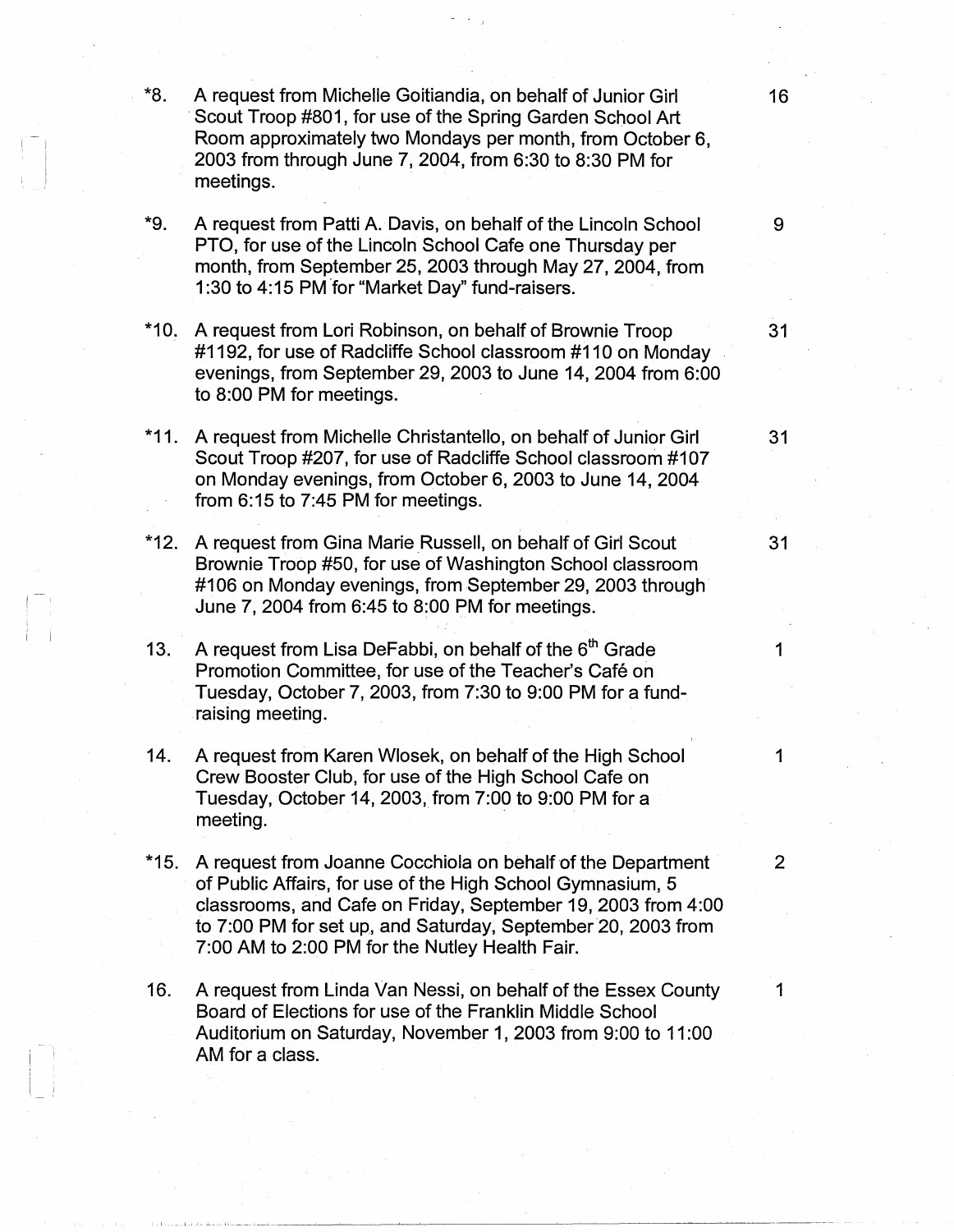*8. A request from Michelle Goitiandia, on behalf of Junior Girl Scout Troop #801, for use of the Spring Garden School Art Room approximately two Mondays per month, from October 6, 2003 from through June 7, 2004, from 6:30 to 8:30 PM for meetings. 16

*9. A request from Patti A. Davis, on behalf of the Lincoln School PTO, for use of the Lincoln School Cafe one Thursday per month, from September 25, 2003 through May 27, 2004, from 1:30 to 4:15 PM for "Market Day" fund-raisers. 9

*10. A request from Lori Robinson, on behalf of Brownie Troop #1192, for use of Radcliffe School classroom #110 on Monday evenings, from September 29, 2003 to June 14, 2004 from 6:00 to 8:00 PM for meetings. 31

*11. A request from Michelle Christantello, on behalf of Junior Girl Scout Troop #207, for use of Radcliffe School classroom #107 on Monday evenings, from October 6, 2003 to June 14, 2004 from 6:15 to 7:45 PM for meetings. 31

*12. A request from Gina Marie Russell, on behalf of Girl Scout Brownie Troop #50, for use of Washington School classroom #106 on Monday evenings, from September 29, 2003 through June 7, 2004 from 6:45 to 8:00 PM for meetings. 31

13. A request from Lisa DeFabbi, on behalf of the 6th Grade Promotion Committee, for use of the Teacher's Café on Tuesday, October 7, 2003, from 7:30 to 9:00 PM for a fund-raising meeting. 1

14. A request from Karen Wlosek, on behalf of the High School Crew Booster Club, for use of the High School Cafe on Tuesday, October 14, 2003, from 7:00 to 9:00 PM for a meeting. 1

*15. A request from Joanne Cocchiola on behalf of the Department of Public Affairs, for use of the High School Gymnasium, 5 classrooms, and Cafe on Friday, September 19, 2003 from 4:00 to 7:00 PM for set up, and Saturday, September 20, 2003 from 7:00 AM to 2:00 PM for the Nutley Health Fair. 2

16. A request from Linda Van Nessi, on behalf of the Essex County Board of Elections for use of the Franklin Middle School Auditorium on Saturday, November 1, 2003 from 9:00 to 11:00 AM for a class. 1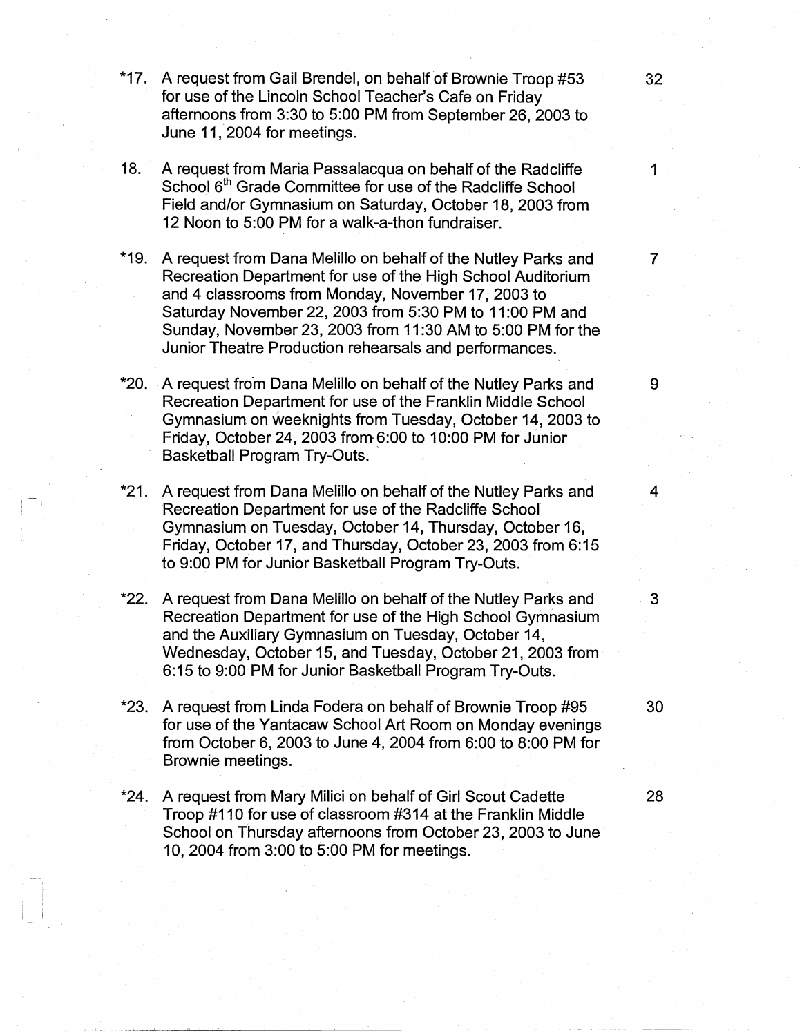*17. A request from Gail Brendel, on behalf of Brownie Troop #53 for use of the Lincoln School Teacher's Cafe on Friday afternoons from 3:30 to 5:00 PM from September 26, 2003 to June 11, 2004 for meetings. 32

18. A request from Maria Passalacqua on behalf of the Radcliffe School 6th Grade Committee for use of the Radcliffe School Field and/or Gymnasium on Saturday, October 18, 2003 from 12 Noon to 5:00 PM for a walk-a-thon fundraiser. 1

*19. A request from Dana Melillo on behalf of the Nutley Parks and Recreation Department for use of the High School Auditorium and 4 classrooms from Monday, November 17, 2003 to Saturday November 22, 2003 from 5:30 PM to 11:00 PM and Sunday, November 23, 2003 from 11:30 AM to 5:00 PM for the Junior Theatre Production rehearsals and performances. 7

*20. A request from Dana Melillo on behalf of the Nutley Parks and Recreation Department for use of the Franklin Middle School Gymnasium on weeknights from Tuesday, October 14, 2003 to Friday, October 24, 2003 from 6:00 to 10:00 PM for Junior Basketball Program Try-Outs. 9

*21. A request from Dana Melillo on behalf of the Nutley Parks and Recreation Department for use of the Radcliffe School Gymnasium on Tuesday, October 14, Thursday, October 16, Friday, October 17, and Thursday, October 23, 2003 from 6:15 to 9:00 PM for Junior Basketball Program Try-Outs. 4

*22. A request from Dana Melillo on behalf of the Nutley Parks and Recreation Department for use of the High School Gymnasium and the Auxiliary Gymnasium on Tuesday, October 14, Wednesday, October 15, and Tuesday, October 21, 2003 from 6:15 to 9:00 PM for Junior Basketball Program Try-Outs. 3

*23. A request from Linda Fodera on behalf of Brownie Troop #95 for use of the Yantacaw School Art Room on Monday evenings from October 6, 2003 to June 4, 2004 from 6:00 to 8:00 PM for Brownie meetings. 30

*24. A request from Mary Milici on behalf of Girl Scout Cadette Troop #110 for use of classroom #314 at the Franklin Middle School on Thursday afternoons from October 23, 2003 to June 10, 2004 from 3:00 to 5:00 PM for meetings. 28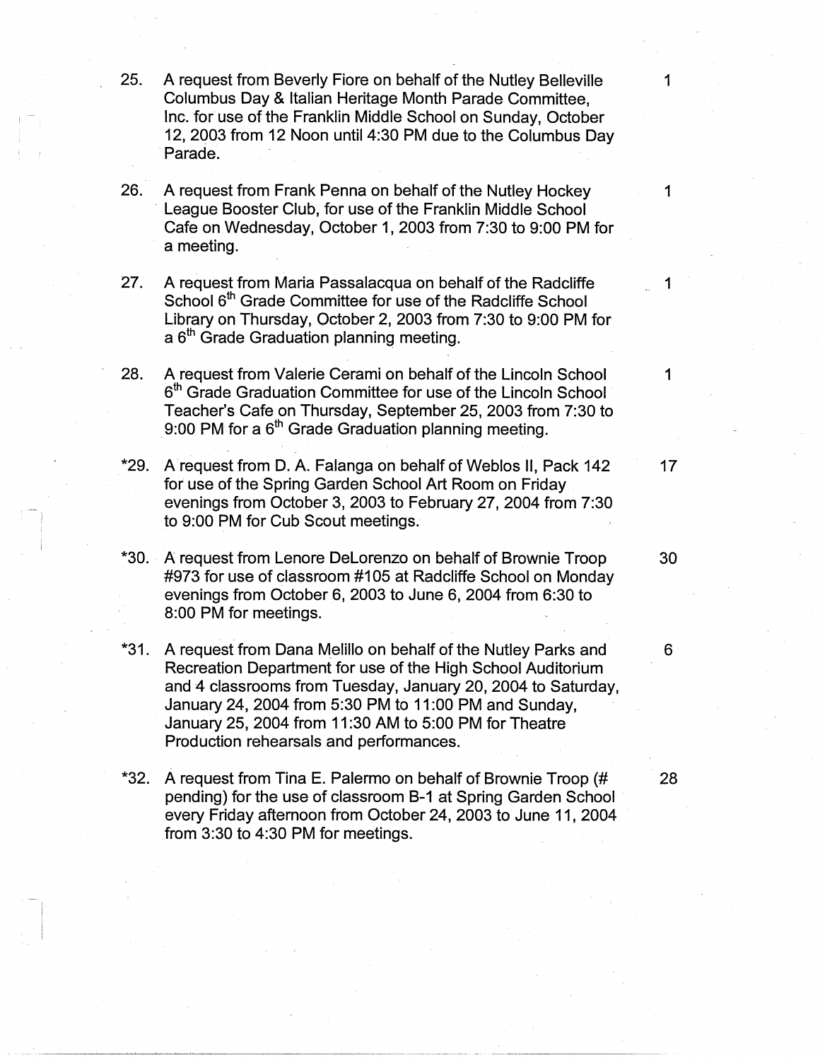25. A request from Beverly Fiore on behalf of the Nutley Belleville Columbus Day & Italian Heritage Month Parade Committee, Inc. for use of the Franklin Middle School on Sunday, October 12, 2003 from 12 Noon until 4:30 PM due to the Columbus Day Parade. — 1

26. A request from Frank Penna on behalf of the Nutley Hockey League Booster Club, for use of the Franklin Middle School Cafe on Wednesday, October 1, 2003 from 7:30 to 9:00 PM for a meeting. — 1

27. A request from Maria Passalacqua on behalf of the Radcliffe School 6th Grade Committee for use of the Radcliffe School Library on Thursday, October 2, 2003 from 7:30 to 9:00 PM for a 6th Grade Graduation planning meeting. — 1

28. A request from Valerie Cerami on behalf of the Lincoln School 6th Grade Graduation Committee for use of the Lincoln School Teacher's Cafe on Thursday, September 25, 2003 from 7:30 to 9:00 PM for a 6th Grade Graduation planning meeting. — 1

*29. A request from D. A. Falanga on behalf of Weblos II, Pack 142 for use of the Spring Garden School Art Room on Friday evenings from October 3, 2003 to February 27, 2004 from 7:30 to 9:00 PM for Cub Scout meetings. — 17

*30. A request from Lenore DeLorenzo on behalf of Brownie Troop #973 for use of classroom #105 at Radcliffe School on Monday evenings from October 6, 2003 to June 6, 2004 from 6:30 to 8:00 PM for meetings. — 30

*31. A request from Dana Melillo on behalf of the Nutley Parks and Recreation Department for use of the High School Auditorium and 4 classrooms from Tuesday, January 20, 2004 to Saturday, January 24, 2004 from 5:30 PM to 11:00 PM and Sunday, January 25, 2004 from 11:30 AM to 5:00 PM for Theatre Production rehearsals and performances. — 6

*32. A request from Tina E. Palermo on behalf of Brownie Troop (# pending) for the use of classroom B-1 at Spring Garden School every Friday afternoon from October 24, 2003 to June 11, 2004 from 3:30 to 4:30 PM for meetings. — 28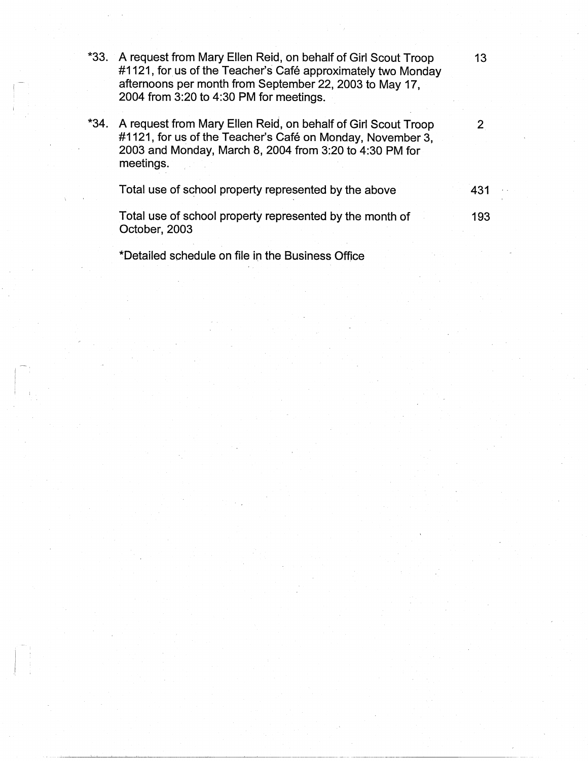| | | |
|---|---|---|
| *33. | A request from Mary Ellen Reid, on behalf of Girl Scout Troop #1121, for us of the Teacher's Café approximately two Monday afternoons per month from September 22, 2003 to May 17, 2004 from 3:20 to 4:30 PM for meetings. | 13 |
| *34. | A request from Mary Ellen Reid, on behalf of Girl Scout Troop #1121, for us of the Teacher's Café on Monday, November 3, 2003 and Monday, March 8, 2004 from 3:20 to 4:30 PM for meetings. | 2 |
| | Total use of school property represented by the above | 431 |
| | Total use of school property represented by the month of October, 2003 | 193 |

*Detailed schedule on file in the Business Office